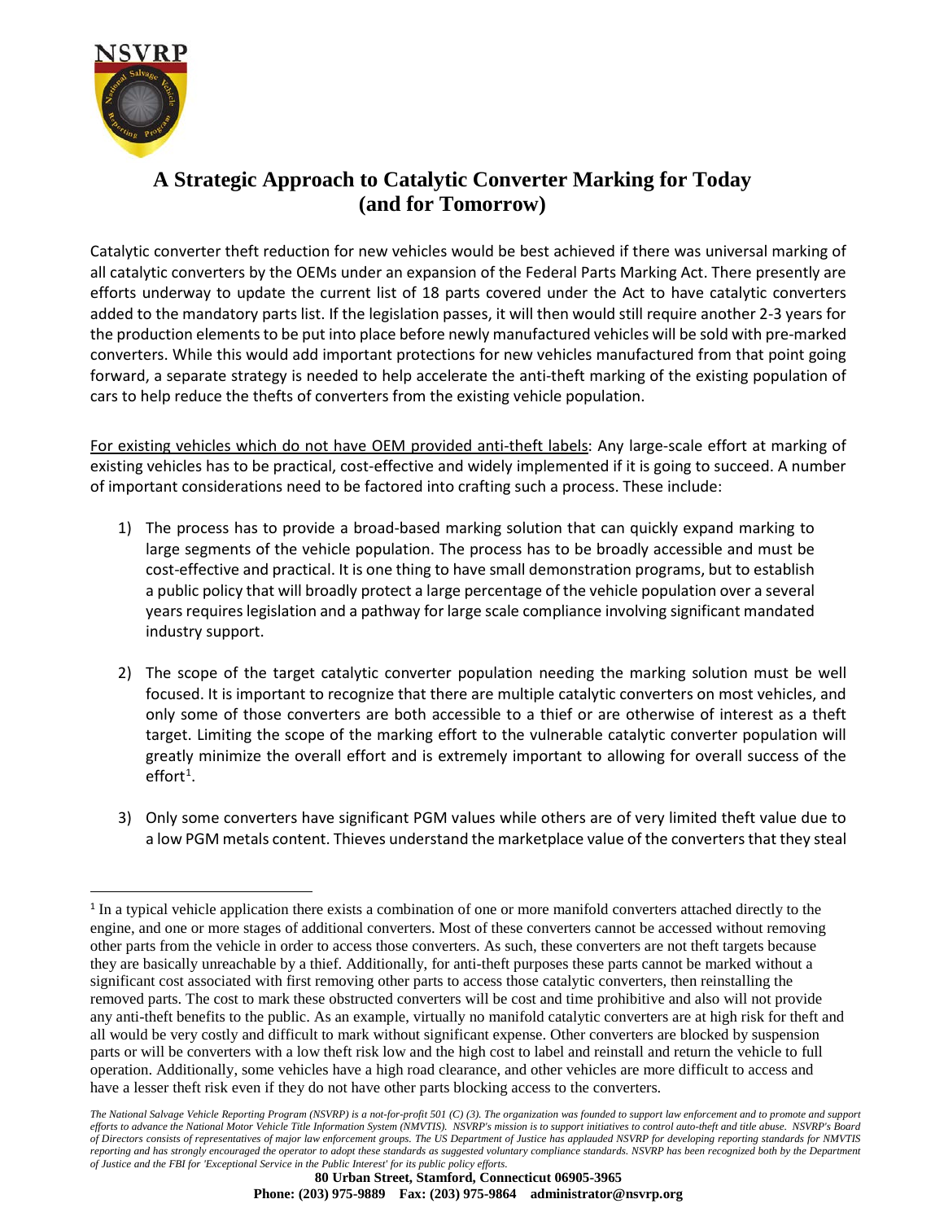# A Strategic Approach to Catalytic Converter Marking for Today (and for Tomorrow)

Catalytic converter theft reduction for new vehicles would be best achieved if there was universal marking of all catalytic converters by the OEMs under an expansion of the Federal Parts Marking Act. There presently are efforts underway to update the current list of 18 parts covered under the Act to have catalytic converters added to the mandatory parts list. If the legislation passes, it will then would still require another 2-3 years for the production elements to be put into place before newly manufactured vehicles will be sold with pre-marked converters. While this would add important protections for new vehicles manufactured from that point going forward, a separate strategy is needed to help accelerate the anti-theft marking of the existing population of cars to help reduce the thefts of converters from the existing vehicle population.

<u>For existing vehicles which do not have OEM provided anti-theft labels</u>: Any large-scale effort at marking of existing vehicles has to be practical, cost-effective and widely implemented if it is going to succeed. A number of important considerations need to be factored into crafting such a process. These include:

1) The process has to provide a broad-based marking solution that can quickly expand marking to large segments of the vehicle population. The process has to be broadly accessible and must be cost-effective and practical. It is one thing to have small demonstration programs, but to establish a public policy that will broadly protect a large percentage of the vehicle population over a several years requires legislation and a pathway for large scale compliance involving significant mandated industry support.

2) The scope of the target catalytic converter population needing the marking solution must be well focused. It is important to recognize that there are multiple catalytic converters on most vehicles, and only some of those converters are both accessible to a thief or are otherwise of interest as a theft target. Limiting the scope of the marking effort to the vulnerable catalytic converter population will greatly minimize the overall effort and is extremely important to allowing for overall success of the effort[1].

3) Only some converters have significant PGM values while others are of very limited theft value due to a low PGM metals content. Thieves understand the marketplace value of the converters that they steal

---

[1] In a typical vehicle application there exists a combination of one or more manifold converters attached directly to the engine, and one or more stages of additional converters. Most of these converters cannot be accessed without removing other parts from the vehicle in order to access those converters. As such, these converters are not theft targets because they are basically unreachable by a thief. Additionally, for anti-theft purposes these parts cannot be marked without a significant cost associated with first removing other parts to access those catalytic converters, then reinstalling the removed parts. The cost to mark these obstructed converters will be cost and time prohibitive and also will not provide any anti-theft benefits to the public. As an example, virtually no manifold catalytic converters are at high risk for theft and all would be very costly and difficult to mark without significant expense. Other converters are blocked by suspension parts or will be converters with a low theft risk low and the high cost to label and reinstall and return the vehicle to full operation. Additionally, some vehicles have a high road clearance, and other vehicles are more difficult to access and have a lesser theft risk even if they do not have other parts blocking access to the converters.

*The National Salvage Vehicle Reporting Program (NSVRP) is a not-for-profit 501 (C) (3). The organization was founded to support law enforcement and to promote and support efforts to advance the National Motor Vehicle Title Information System (NMVTIS). NSVRP's mission is to support initiatives to control auto-theft and title abuse. NSVRP's Board of Directors consists of representatives of major law enforcement groups. The US Department of Justice has applauded NSVRP for developing reporting standards for NMVTIS reporting and has strongly encouraged the operator to adopt these standards as suggested voluntary compliance standards. NSVRP has been recognized both by the Department of Justice and the FBI for 'Exceptional Service in the Public Interest' for its public policy efforts.*

**80 Urban Street, Stamford, Connecticut 06905-3965**
**Phone: (203) 975-9889 Fax: (203) 975-9864 administrator@nsvrp.org**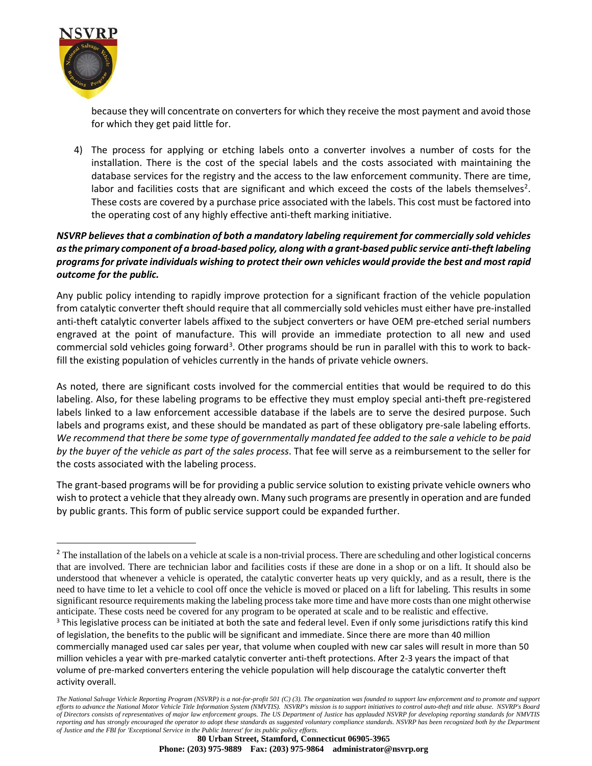because they will concentrate on converters for which they receive the most payment and avoid those for which they get paid little for.

4) The process for applying or etching labels onto a converter involves a number of costs for the installation. There is the cost of the special labels and the costs associated with maintaining the database services for the registry and the access to the law enforcement community. There are time, labor and facilities costs that are significant and which exceed the costs of the labels themselves[2]. These costs are covered by a purchase price associated with the labels. This cost must be factored into the operating cost of any highly effective anti-theft marking initiative.

***NSVRP believes that a combination of both a mandatory labeling requirement for commercially sold vehicles as the primary component of a broad-based policy, along with a grant-based public service anti-theft labeling programs for private individuals wishing to protect their own vehicles would provide the best and most rapid outcome for the public.***

Any public policy intending to rapidly improve protection for a significant fraction of the vehicle population from catalytic converter theft should require that all commercially sold vehicles must either have pre-installed anti-theft catalytic converter labels affixed to the subject converters or have OEM pre-etched serial numbers engraved at the point of manufacture. This will provide an immediate protection to all new and used commercial sold vehicles going forward[3]. Other programs should be run in parallel with this to work to back-fill the existing population of vehicles currently in the hands of private vehicle owners.

As noted, there are significant costs involved for the commercial entities that would be required to do this labeling. Also, for these labeling programs to be effective they must employ special anti-theft pre-registered labels linked to a law enforcement accessible database if the labels are to serve the desired purpose. Such labels and programs exist, and these should be mandated as part of these obligatory pre-sale labeling efforts. *We recommend that there be some type of governmentally mandated fee added to the sale a vehicle to be paid by the buyer of the vehicle as part of the sales process*. That fee will serve as a reimbursement to the seller for the costs associated with the labeling process.

The grant-based programs will be for providing a public service solution to existing private vehicle owners who wish to protect a vehicle that they already own. Many such programs are presently in operation and are funded by public grants. This form of public service support could be expanded further.

---

[2] The installation of the labels on a vehicle at scale is a non-trivial process. There are scheduling and other logistical concerns that are involved. There are technician labor and facilities costs if these are done in a shop or on a lift. It should also be understood that whenever a vehicle is operated, the catalytic converter heats up very quickly, and as a result, there is the need to have time to let a vehicle to cool off once the vehicle is moved or placed on a lift for labeling. This results in some significant resource requirements making the labeling process take more time and have more costs than one might otherwise anticipate. These costs need be covered for any program to be operated at scale and to be realistic and effective.

[3] This legislative process can be initiated at both the sate and federal level. Even if only some jurisdictions ratify this kind of legislation, the benefits to the public will be significant and immediate. Since there are more than 40 million commercially managed used car sales per year, that volume when coupled with new car sales will result in more than 50 million vehicles a year with pre-marked catalytic converter anti-theft protections. After 2-3 years the impact of that volume of pre-marked converters entering the vehicle population will help discourage the catalytic converter theft activity overall.

*The National Salvage Vehicle Reporting Program (NSVRP) is a not-for-profit 501 (C) (3). The organization was founded to support law enforcement and to promote and support efforts to advance the National Motor Vehicle Title Information System (NMVTIS). NSVRP's mission is to support initiatives to control auto-theft and title abuse. NSVRP's Board of Directors consists of representatives of major law enforcement groups. The US Department of Justice has applauded NSVRP for developing reporting standards for NMVTIS reporting and has strongly encouraged the operator to adopt these standards as suggested voluntary compliance standards. NSVRP has been recognized both by the Department of Justice and the FBI for 'Exceptional Service in the Public Interest' for its public policy efforts.*

**80 Urban Street, Stamford, Connecticut 06905-3965**
**Phone: (203) 975-9889 Fax: (203) 975-9864 administrator@nsvrp.org**